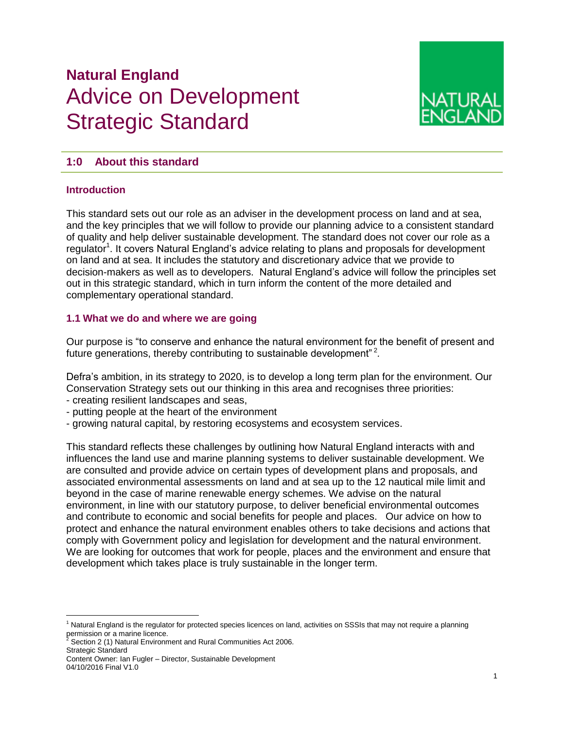# Natural England
# Advice on Development Strategic Standard

## 1:0 About this standard

### Introduction

This standard sets out our role as an adviser in the development process on land and at sea, and the key principles that we will follow to provide our planning advice to a consistent standard of quality and help deliver sustainable development. The standard does not cover our role as a regulator[1]. It covers Natural England's advice relating to plans and proposals for development on land and at sea. It includes the statutory and discretionary advice that we provide to decision-makers as well as to developers. Natural England's advice will follow the principles set out in this strategic standard, which in turn inform the content of the more detailed and complementary operational standard.

### 1.1 What we do and where we are going

Our purpose is "to conserve and enhance the natural environment for the benefit of present and future generations, thereby contributing to sustainable development"[2].

Defra's ambition, in its strategy to 2020, is to develop a long term plan for the environment. Our Conservation Strategy sets out our thinking in this area and recognises three priorities:

- creating resilient landscapes and seas,
- putting people at the heart of the environment
- growing natural capital, by restoring ecosystems and ecosystem services.

This standard reflects these challenges by outlining how Natural England interacts with and influences the land use and marine planning systems to deliver sustainable development. We are consulted and provide advice on certain types of development plans and proposals, and associated environmental assessments on land and at sea up to the 12 nautical mile limit and beyond in the case of marine renewable energy schemes. We advise on the natural environment, in line with our statutory purpose, to deliver beneficial environmental outcomes and contribute to economic and social benefits for people and places. Our advice on how to protect and enhance the natural environment enables others to take decisions and actions that comply with Government policy and legislation for development and the natural environment. We are looking for outcomes that work for people, places and the environment and ensure that development which takes place is truly sustainable in the longer term.

---

[1] Natural England is the regulator for protected species licences on land, activities on SSSIs that may not require a planning permission or a marine licence.

[2] Section 2 (1) Natural Environment and Rural Communities Act 2006.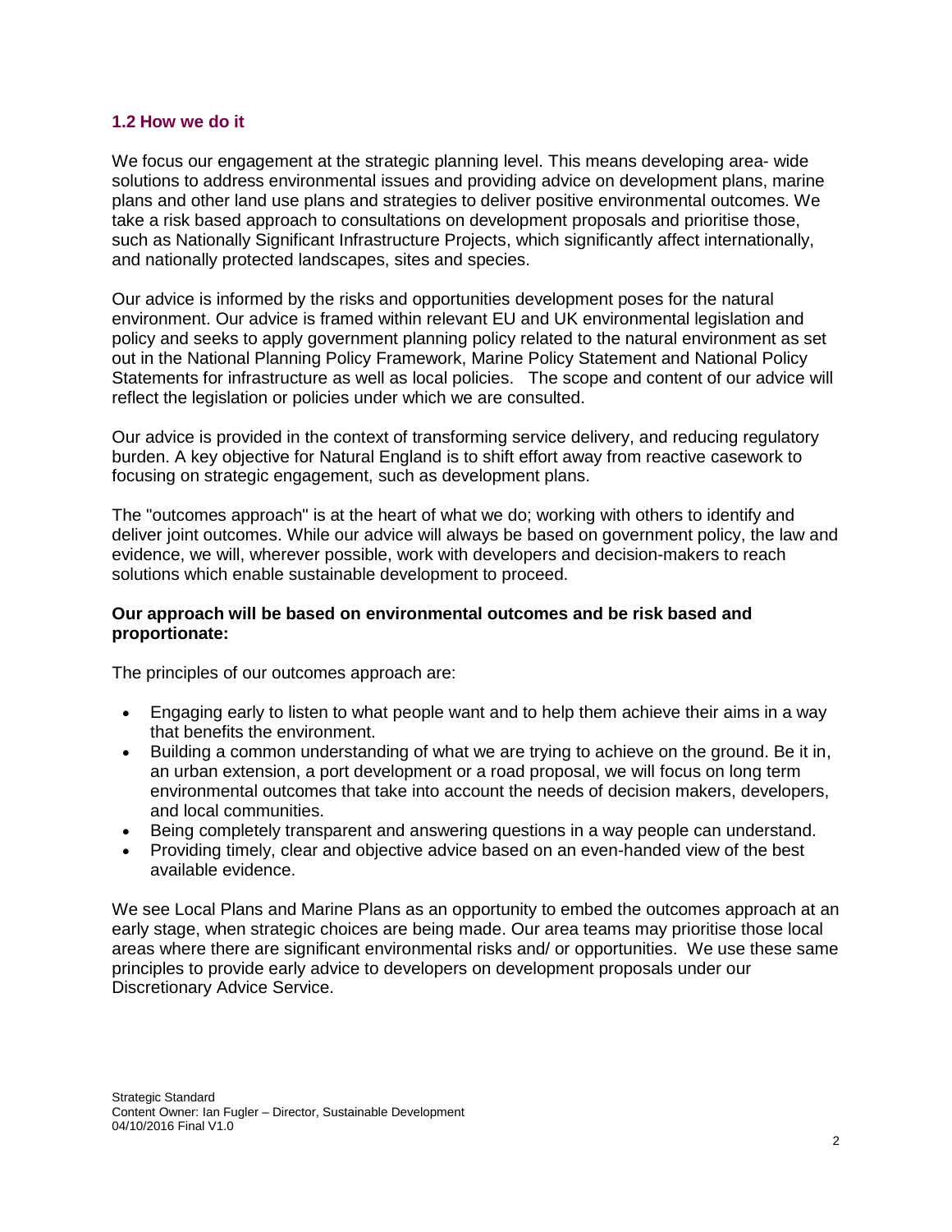### 1.2 How we do it

We focus our engagement at the strategic planning level. This means developing area- wide solutions to address environmental issues and providing advice on development plans, marine plans and other land use plans and strategies to deliver positive environmental outcomes. We take a risk based approach to consultations on development proposals and prioritise those, such as Nationally Significant Infrastructure Projects, which significantly affect internationally, and nationally protected landscapes, sites and species.

Our advice is informed by the risks and opportunities development poses for the natural environment. Our advice is framed within relevant EU and UK environmental legislation and policy and seeks to apply government planning policy related to the natural environment as set out in the National Planning Policy Framework, Marine Policy Statement and National Policy Statements for infrastructure as well as local policies. The scope and content of our advice will reflect the legislation or policies under which we are consulted.

Our advice is provided in the context of transforming service delivery, and reducing regulatory burden. A key objective for Natural England is to shift effort away from reactive casework to focusing on strategic engagement, such as development plans.

The "outcomes approach" is at the heart of what we do; working with others to identify and deliver joint outcomes. While our advice will always be based on government policy, the law and evidence, we will, wherever possible, work with developers and decision-makers to reach solutions which enable sustainable development to proceed.

**Our approach will be based on environmental outcomes and be risk based and proportionate:**

The principles of our outcomes approach are:

- Engaging early to listen to what people want and to help them achieve their aims in a way that benefits the environment.
- Building a common understanding of what we are trying to achieve on the ground. Be it in, an urban extension, a port development or a road proposal, we will focus on long term environmental outcomes that take into account the needs of decision makers, developers, and local communities.
- Being completely transparent and answering questions in a way people can understand.
- Providing timely, clear and objective advice based on an even-handed view of the best available evidence.

We see Local Plans and Marine Plans as an opportunity to embed the outcomes approach at an early stage, when strategic choices are being made. Our area teams may prioritise those local areas where there are significant environmental risks and/ or opportunities. We use these same principles to provide early advice to developers on development proposals under our Discretionary Advice Service.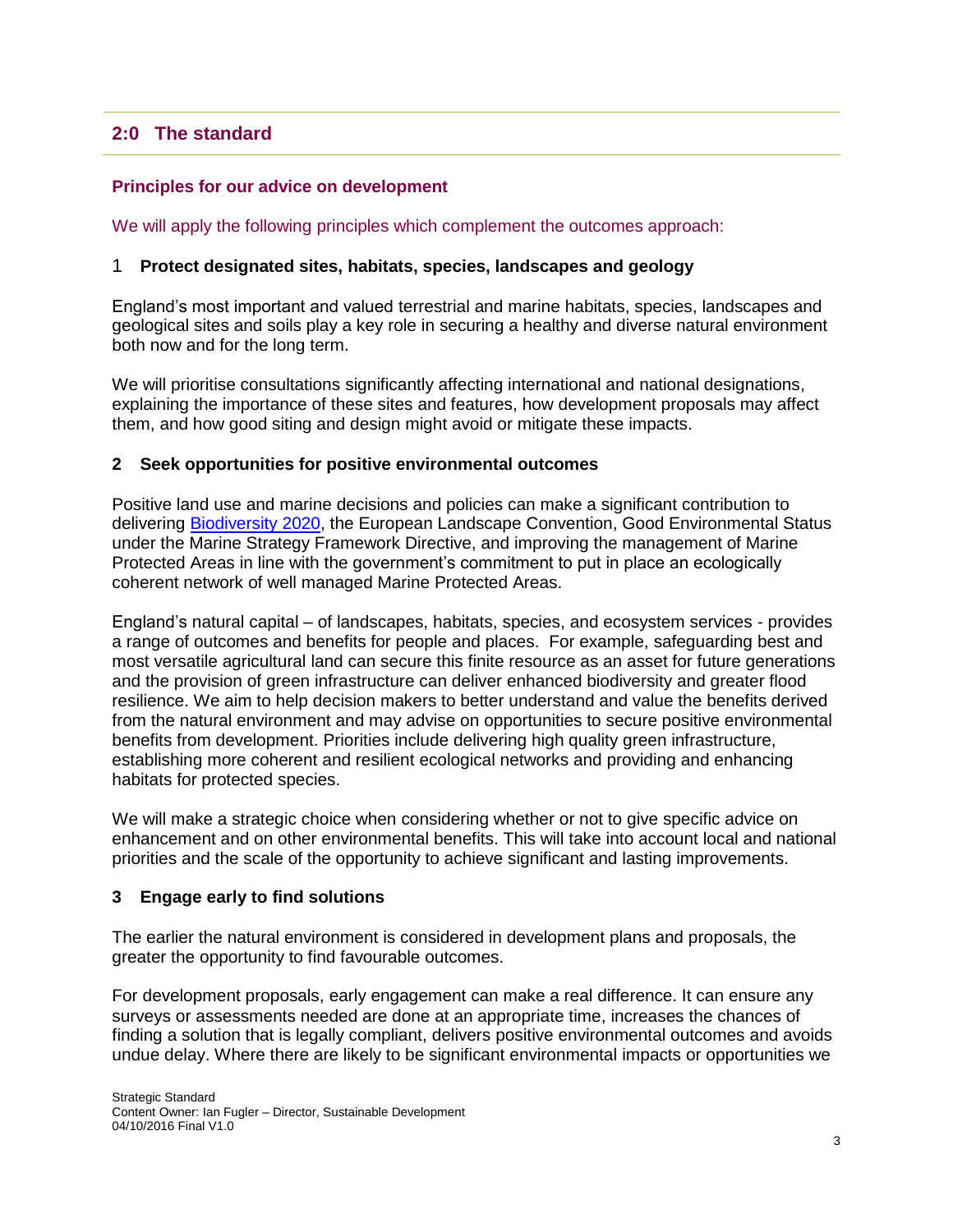## 2:0 The standard

### Principles for our advice on development

We will apply the following principles which complement the outcomes approach:

**1 Protect designated sites, habitats, species, landscapes and geology**

England's most important and valued terrestrial and marine habitats, species, landscapes and geological sites and soils play a key role in securing a healthy and diverse natural environment both now and for the long term.

We will prioritise consultations significantly affecting international and national designations, explaining the importance of these sites and features, how development proposals may affect them, and how good siting and design might avoid or mitigate these impacts.

**2 Seek opportunities for positive environmental outcomes**

Positive land use and marine decisions and policies can make a significant contribution to delivering Biodiversity 2020, the European Landscape Convention, Good Environmental Status under the Marine Strategy Framework Directive, and improving the management of Marine Protected Areas in line with the government's commitment to put in place an ecologically coherent network of well managed Marine Protected Areas.

England's natural capital – of landscapes, habitats, species, and ecosystem services - provides a range of outcomes and benefits for people and places. For example, safeguarding best and most versatile agricultural land can secure this finite resource as an asset for future generations and the provision of green infrastructure can deliver enhanced biodiversity and greater flood resilience. We aim to help decision makers to better understand and value the benefits derived from the natural environment and may advise on opportunities to secure positive environmental benefits from development. Priorities include delivering high quality green infrastructure, establishing more coherent and resilient ecological networks and providing and enhancing habitats for protected species.

We will make a strategic choice when considering whether or not to give specific advice on enhancement and on other environmental benefits. This will take into account local and national priorities and the scale of the opportunity to achieve significant and lasting improvements.

**3 Engage early to find solutions**

The earlier the natural environment is considered in development plans and proposals, the greater the opportunity to find favourable outcomes.

For development proposals, early engagement can make a real difference. It can ensure any surveys or assessments needed are done at an appropriate time, increases the chances of finding a solution that is legally compliant, delivers positive environmental outcomes and avoids undue delay. Where there are likely to be significant environmental impacts or opportunities we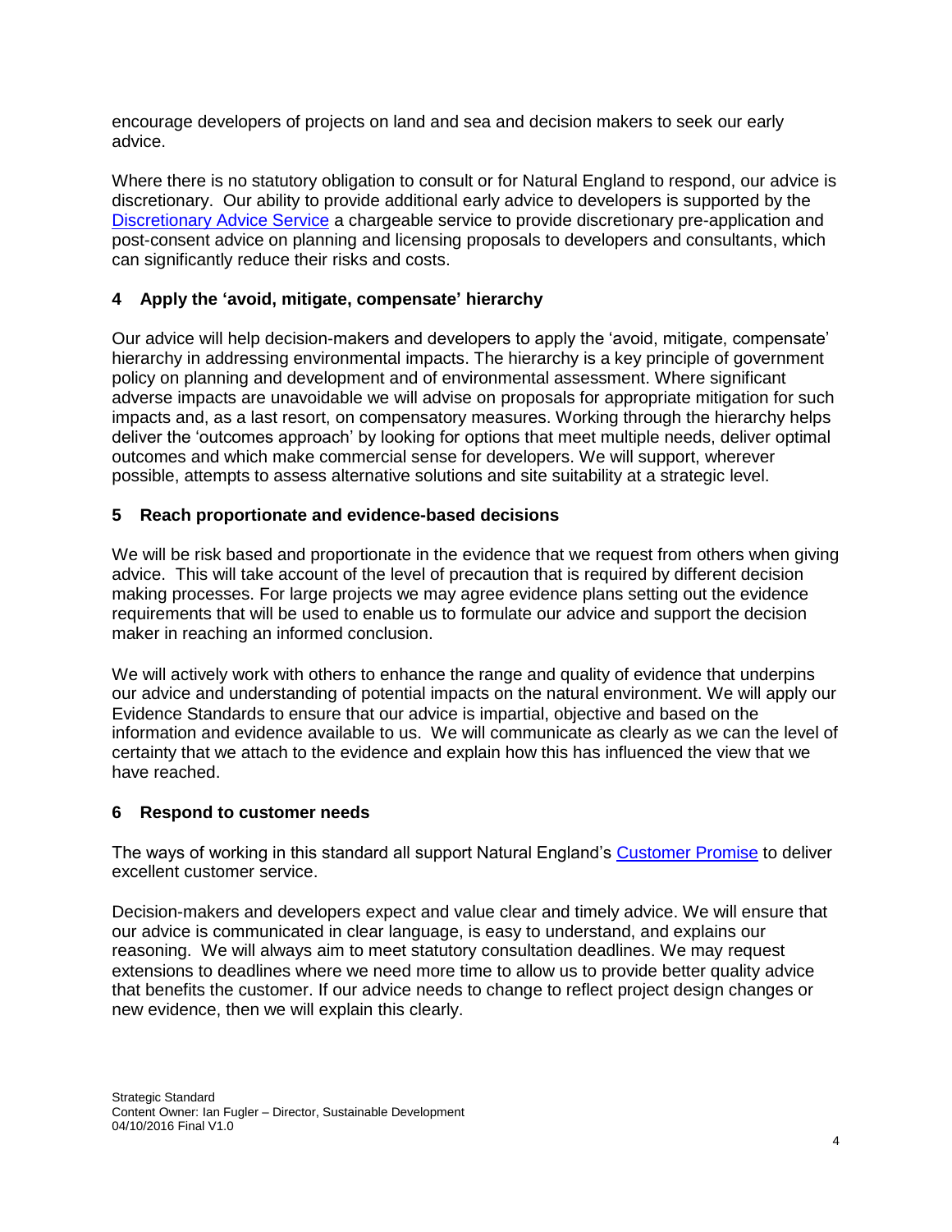encourage developers of projects on land and sea and decision makers to seek our early advice.

Where there is no statutory obligation to consult or for Natural England to respond, our advice is discretionary. Our ability to provide additional early advice to developers is supported by the Discretionary Advice Service a chargeable service to provide discretionary pre-application and post-consent advice on planning and licensing proposals to developers and consultants, which can significantly reduce their risks and costs.

## 4 Apply the 'avoid, mitigate, compensate' hierarchy

Our advice will help decision-makers and developers to apply the 'avoid, mitigate, compensate' hierarchy in addressing environmental impacts. The hierarchy is a key principle of government policy on planning and development and of environmental assessment. Where significant adverse impacts are unavoidable we will advise on proposals for appropriate mitigation for such impacts and, as a last resort, on compensatory measures. Working through the hierarchy helps deliver the 'outcomes approach' by looking for options that meet multiple needs, deliver optimal outcomes and which make commercial sense for developers. We will support, wherever possible, attempts to assess alternative solutions and site suitability at a strategic level.

## 5 Reach proportionate and evidence-based decisions

We will be risk based and proportionate in the evidence that we request from others when giving advice. This will take account of the level of precaution that is required by different decision making processes. For large projects we may agree evidence plans setting out the evidence requirements that will be used to enable us to formulate our advice and support the decision maker in reaching an informed conclusion.

We will actively work with others to enhance the range and quality of evidence that underpins our advice and understanding of potential impacts on the natural environment. We will apply our Evidence Standards to ensure that our advice is impartial, objective and based on the information and evidence available to us. We will communicate as clearly as we can the level of certainty that we attach to the evidence and explain how this has influenced the view that we have reached.

## 6 Respond to customer needs

The ways of working in this standard all support Natural England's Customer Promise to deliver excellent customer service.

Decision-makers and developers expect and value clear and timely advice. We will ensure that our advice is communicated in clear language, is easy to understand, and explains our reasoning. We will always aim to meet statutory consultation deadlines. We may request extensions to deadlines where we need more time to allow us to provide better quality advice that benefits the customer. If our advice needs to change to reflect project design changes or new evidence, then we will explain this clearly.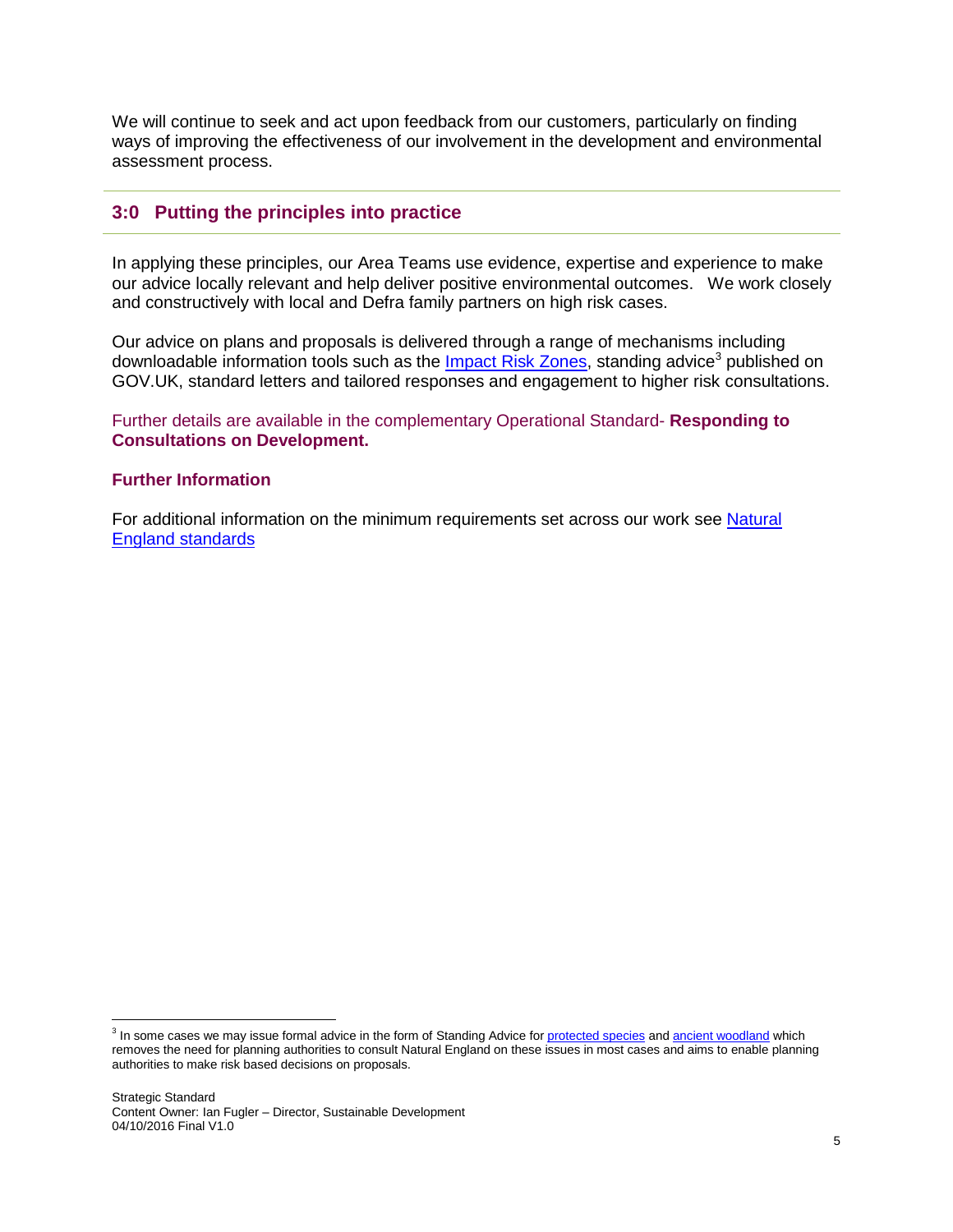We will continue to seek and act upon feedback from our customers, particularly on finding ways of improving the effectiveness of our involvement in the development and environmental assessment process.

## 3:0 Putting the principles into practice

In applying these principles, our Area Teams use evidence, expertise and experience to make our advice locally relevant and help deliver positive environmental outcomes. We work closely and constructively with local and Defra family partners on high risk cases.

Our advice on plans and proposals is delivered through a range of mechanisms including downloadable information tools such as the Impact Risk Zones, standing advice[3] published on GOV.UK, standard letters and tailored responses and engagement to higher risk consultations.

Further details are available in the complementary Operational Standard- **Responding to Consultations on Development.**

### Further Information

For additional information on the minimum requirements set across our work see Natural England standards

[3] In some cases we may issue formal advice in the form of Standing Advice for protected species and ancient woodland which removes the need for planning authorities to consult Natural England on these issues in most cases and aims to enable planning authorities to make risk based decisions on proposals.

Strategic Standard
Content Owner: Ian Fugler – Director, Sustainable Development
04/10/2016 Final V1.0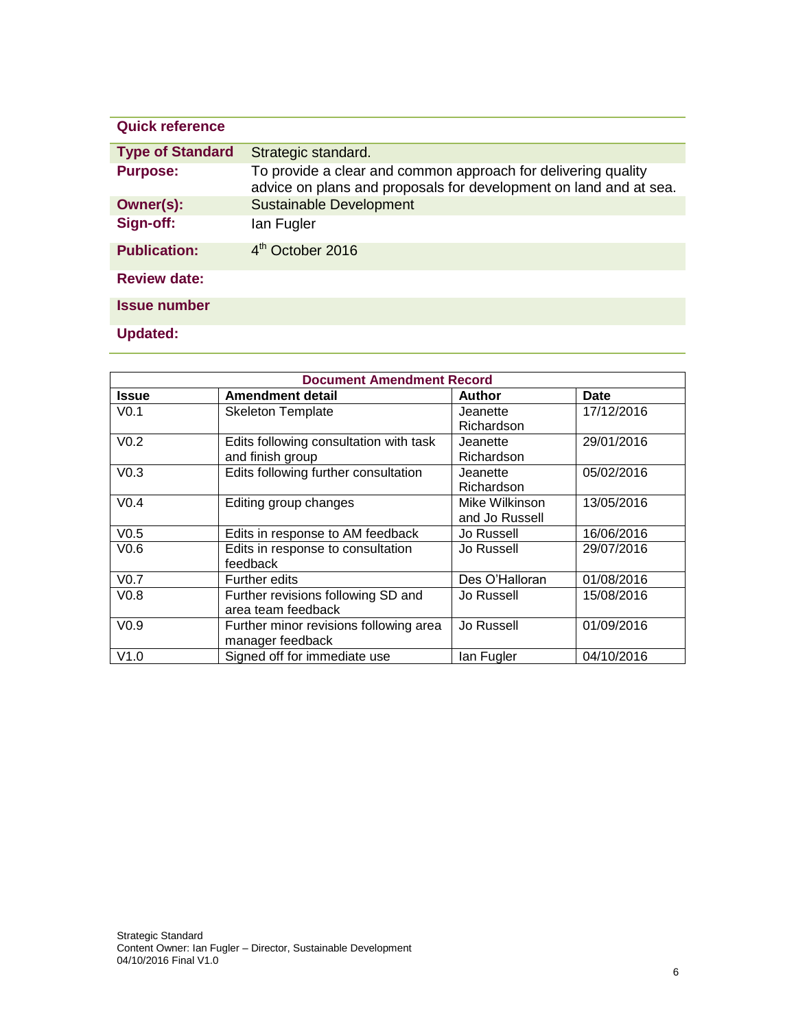| Quick reference | |
|---|---|
| **Type of Standard** | Strategic standard. |
| **Purpose:** | To provide a clear and common approach for delivering quality advice on plans and proposals for development on land and at sea. |
| **Owner(s):** | Sustainable Development |
| **Sign-off:** | Ian Fugler |
| **Publication:** | 4th October 2016 |
| **Review date:** | |
| **Issue number** | |
| **Updated:** | |

**Document Amendment Record**

| Issue | Amendment detail | Author | Date |
|---|---|---|---|
| V0.1 | Skeleton Template | Jeanette Richardson | 17/12/2016 |
| V0.2 | Edits following consultation with task and finish group | Jeanette Richardson | 29/01/2016 |
| V0.3 | Edits following further consultation | Jeanette Richardson | 05/02/2016 |
| V0.4 | Editing group changes | Mike Wilkinson and Jo Russell | 13/05/2016 |
| V0.5 | Edits in response to AM feedback | Jo Russell | 16/06/2016 |
| V0.6 | Edits in response to consultation feedback | Jo Russell | 29/07/2016 |
| V0.7 | Further edits | Des O'Halloran | 01/08/2016 |
| V0.8 | Further revisions following SD and area team feedback | Jo Russell | 15/08/2016 |
| V0.9 | Further minor revisions following area manager feedback | Jo Russell | 01/09/2016 |
| V1.0 | Signed off for immediate use | Ian Fugler | 04/10/2016 |

Strategic Standard
Content Owner: Ian Fugler – Director, Sustainable Development
04/10/2016 Final V1.0